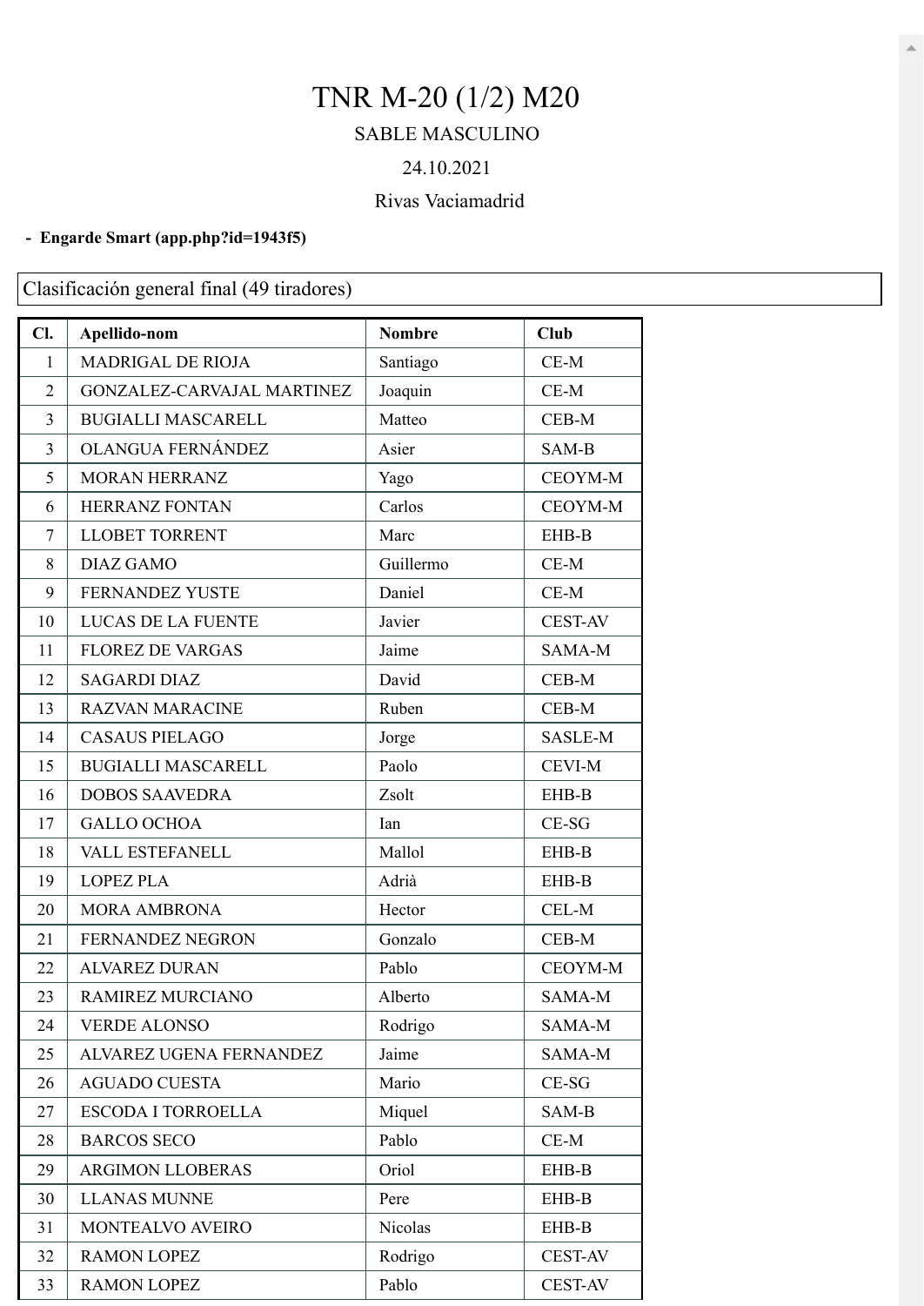# TNR M-20 (1/2) M20

SABLE MASCULINO

24.10.2021

Rivas Vaciamadrid

- **Engarde Smart (app.php?id=1943f5)**

Clasificación general final (49 tiradores)

| Cl. | Apellido-nom | Nombre | Club |
|---|---|---|---|
| 1 | MADRIGAL DE RIOJA | Santiago | CE-M |
| 2 | GONZALEZ-CARVAJAL MARTINEZ | Joaquin | CE-M |
| 3 | BUGIALLI MASCARELL | Matteo | CEB-M |
| 3 | OLANGUA FERNÁNDEZ | Asier | SAM-B |
| 5 | MORAN HERRANZ | Yago | CEOYM-M |
| 6 | HERRANZ FONTAN | Carlos | CEOYM-M |
| 7 | LLOBET TORRENT | Marc | EHB-B |
| 8 | DIAZ GAMO | Guillermo | CE-M |
| 9 | FERNANDEZ YUSTE | Daniel | CE-M |
| 10 | LUCAS DE LA FUENTE | Javier | CEST-AV |
| 11 | FLOREZ DE VARGAS | Jaime | SAMA-M |
| 12 | SAGARDI DIAZ | David | CEB-M |
| 13 | RAZVAN MARACINE | Ruben | CEB-M |
| 14 | CASAUS PIELAGO | Jorge | SASLE-M |
| 15 | BUGIALLI MASCARELL | Paolo | CEVI-M |
| 16 | DOBOS SAAVEDRA | Zsolt | EHB-B |
| 17 | GALLO OCHOA | Ian | CE-SG |
| 18 | VALL ESTEFANELL | Mallol | EHB-B |
| 19 | LOPEZ PLA | Adrià | EHB-B |
| 20 | MORA AMBRONA | Hector | CEL-M |
| 21 | FERNANDEZ NEGRON | Gonzalo | CEB-M |
| 22 | ALVAREZ DURAN | Pablo | CEOYM-M |
| 23 | RAMIREZ MURCIANO | Alberto | SAMA-M |
| 24 | VERDE ALONSO | Rodrigo | SAMA-M |
| 25 | ALVAREZ UGENA FERNANDEZ | Jaime | SAMA-M |
| 26 | AGUADO CUESTA | Mario | CE-SG |
| 27 | ESCODA I TORROELLA | Miquel | SAM-B |
| 28 | BARCOS SECO | Pablo | CE-M |
| 29 | ARGIMON LLOBERAS | Oriol | EHB-B |
| 30 | LLANAS MUNNE | Pere | EHB-B |
| 31 | MONTEALVO AVEIRO | Nicolas | EHB-B |
| 32 | RAMON LOPEZ | Rodrigo | CEST-AV |
| 33 | RAMON LOPEZ | Pablo | CEST-AV |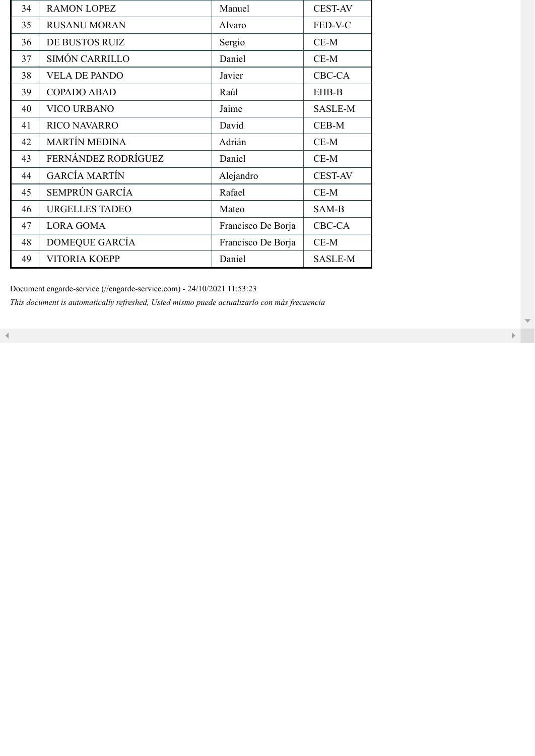| | | | |
|---|---|---|---|
| 34 | RAMON LOPEZ | Manuel | CEST-AV |
| 35 | RUSANU MORAN | Alvaro | FED-V-C |
| 36 | DE BUSTOS RUIZ | Sergio | CE-M |
| 37 | SIMÓN CARRILLO | Daniel | CE-M |
| 38 | VELA DE PANDO | Javier | CBC-CA |
| 39 | COPADO ABAD | Raúl | EHB-B |
| 40 | VICO URBANO | Jaime | SASLE-M |
| 41 | RICO NAVARRO | David | CEB-M |
| 42 | MARTÍN MEDINA | Adrián | CE-M |
| 43 | FERNÁNDEZ RODRÍGUEZ | Daniel | CE-M |
| 44 | GARCÍA MARTÍN | Alejandro | CEST-AV |
| 45 | SEMPRÚN GARCÍA | Rafael | CE-M |
| 46 | URGELLES TADEO | Mateo | SAM-B |
| 47 | LORA GOMA | Francisco De Borja | CBC-CA |
| 48 | DOMEQUE GARCÍA | Francisco De Borja | CE-M |
| 49 | VITORIA KOEPP | Daniel | SASLE-M |

Document engarde-service (//engarde-service.com) - 24/10/2021 11:53:23

*This document is automatically refreshed, Usted mismo puede actualizarlo con más frecuencia*